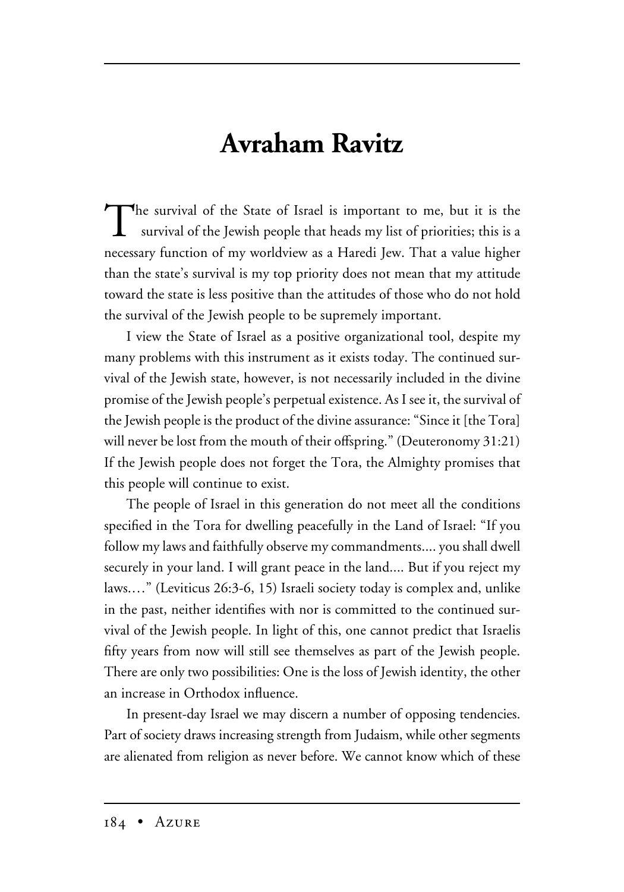# Avraham Ravitz

The survival of the State of Israel is important to me, but it is the survival of the Jewish people that heads my list of priorities; this is a necessary function of my worldview as a Haredi Jew. That a value higher than the state's survival is my top priority does not mean that my attitude toward the state is less positive than the attitudes of those who do not hold the survival of the Jewish people to be supremely important.

I view the State of Israel as a positive organizational tool, despite my many problems with this instrument as it exists today. The continued survival of the Jewish state, however, is not necessarily included in the divine promise of the Jewish people's perpetual existence. As I see it, the survival of the Jewish people is the product of the divine assurance: "Since it [the Tora] will never be lost from the mouth of their offspring." (Deuteronomy 31:21) If the Jewish people does not forget the Tora, the Almighty promises that this people will continue to exist.

The people of Israel in this generation do not meet all the conditions specified in the Tora for dwelling peacefully in the Land of Israel: "If you follow my laws and faithfully observe my commandments.... you shall dwell securely in your land. I will grant peace in the land.... But if you reject my laws...." (Leviticus 26:3-6, 15) Israeli society today is complex and, unlike in the past, neither identifies with nor is committed to the continued survival of the Jewish people. In light of this, one cannot predict that Israelis fifty years from now will still see themselves as part of the Jewish people. There are only two possibilities: One is the loss of Jewish identity, the other an increase in Orthodox influence.

In present-day Israel we may discern a number of opposing tendencies. Part of society draws increasing strength from Judaism, while other segments are alienated from religion as never before. We cannot know which of these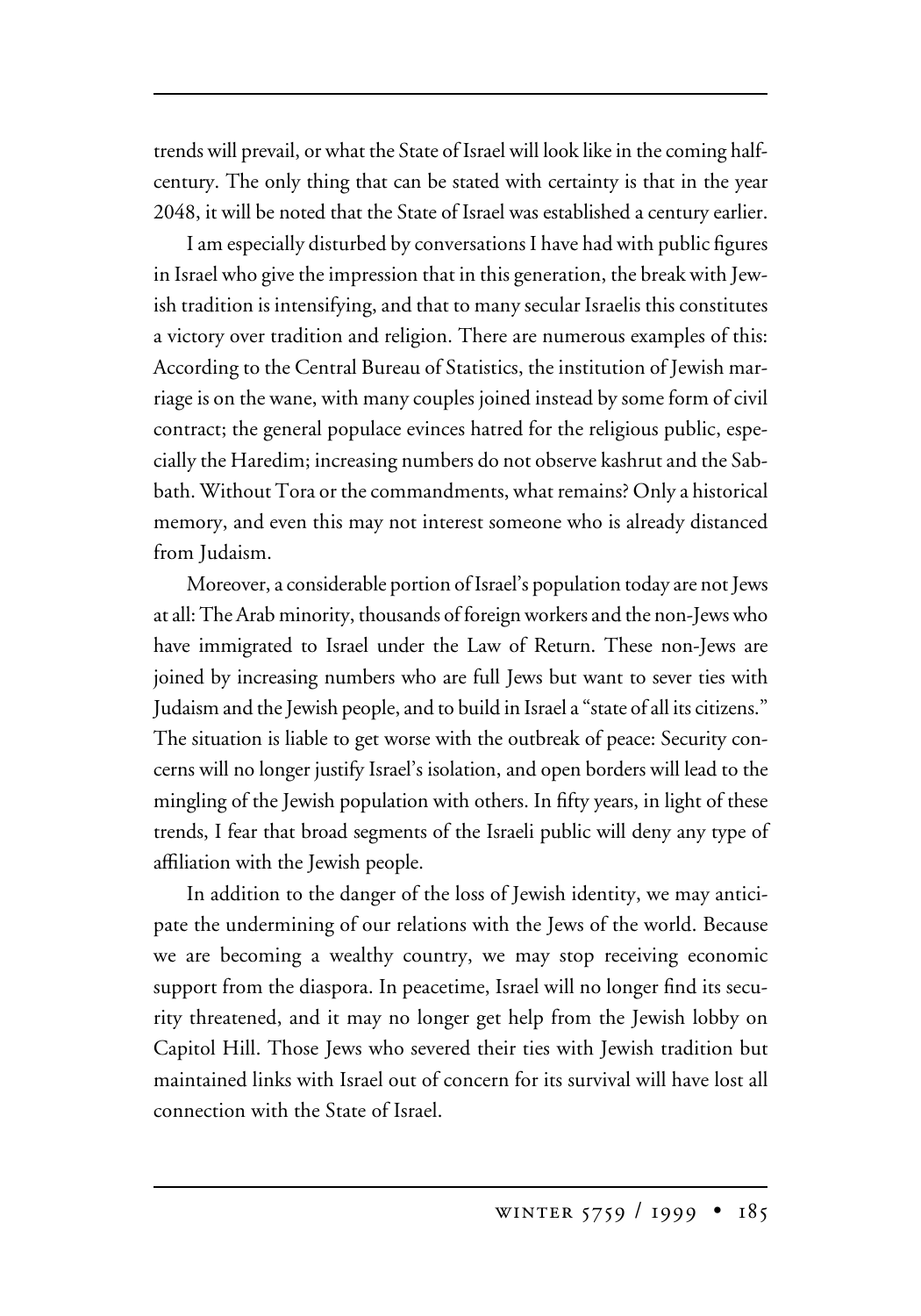trends will prevail, or what the State of Israel will look like in the coming half-century. The only thing that can be stated with certainty is that in the year 2048, it will be noted that the State of Israel was established a century earlier.

I am especially disturbed by conversations I have had with public figures in Israel who give the impression that in this generation, the break with Jewish tradition is intensifying, and that to many secular Israelis this constitutes a victory over tradition and religion. There are numerous examples of this: According to the Central Bureau of Statistics, the institution of Jewish marriage is on the wane, with many couples joined instead by some form of civil contract; the general populace evinces hatred for the religious public, especially the Haredim; increasing numbers do not observe kashrut and the Sabbath. Without Tora or the commandments, what remains? Only a historical memory, and even this may not interest someone who is already distanced from Judaism.

Moreover, a considerable portion of Israel's population today are not Jews at all: The Arab minority, thousands of foreign workers and the non-Jews who have immigrated to Israel under the Law of Return. These non-Jews are joined by increasing numbers who are full Jews but want to sever ties with Judaism and the Jewish people, and to build in Israel a "state of all its citizens." The situation is liable to get worse with the outbreak of peace: Security concerns will no longer justify Israel's isolation, and open borders will lead to the mingling of the Jewish population with others. In fifty years, in light of these trends, I fear that broad segments of the Israeli public will deny any type of affiliation with the Jewish people.

In addition to the danger of the loss of Jewish identity, we may anticipate the undermining of our relations with the Jews of the world. Because we are becoming a wealthy country, we may stop receiving economic support from the diaspora. In peacetime, Israel will no longer find its security threatened, and it may no longer get help from the Jewish lobby on Capitol Hill. Those Jews who severed their ties with Jewish tradition but maintained links with Israel out of concern for its survival will have lost all connection with the State of Israel.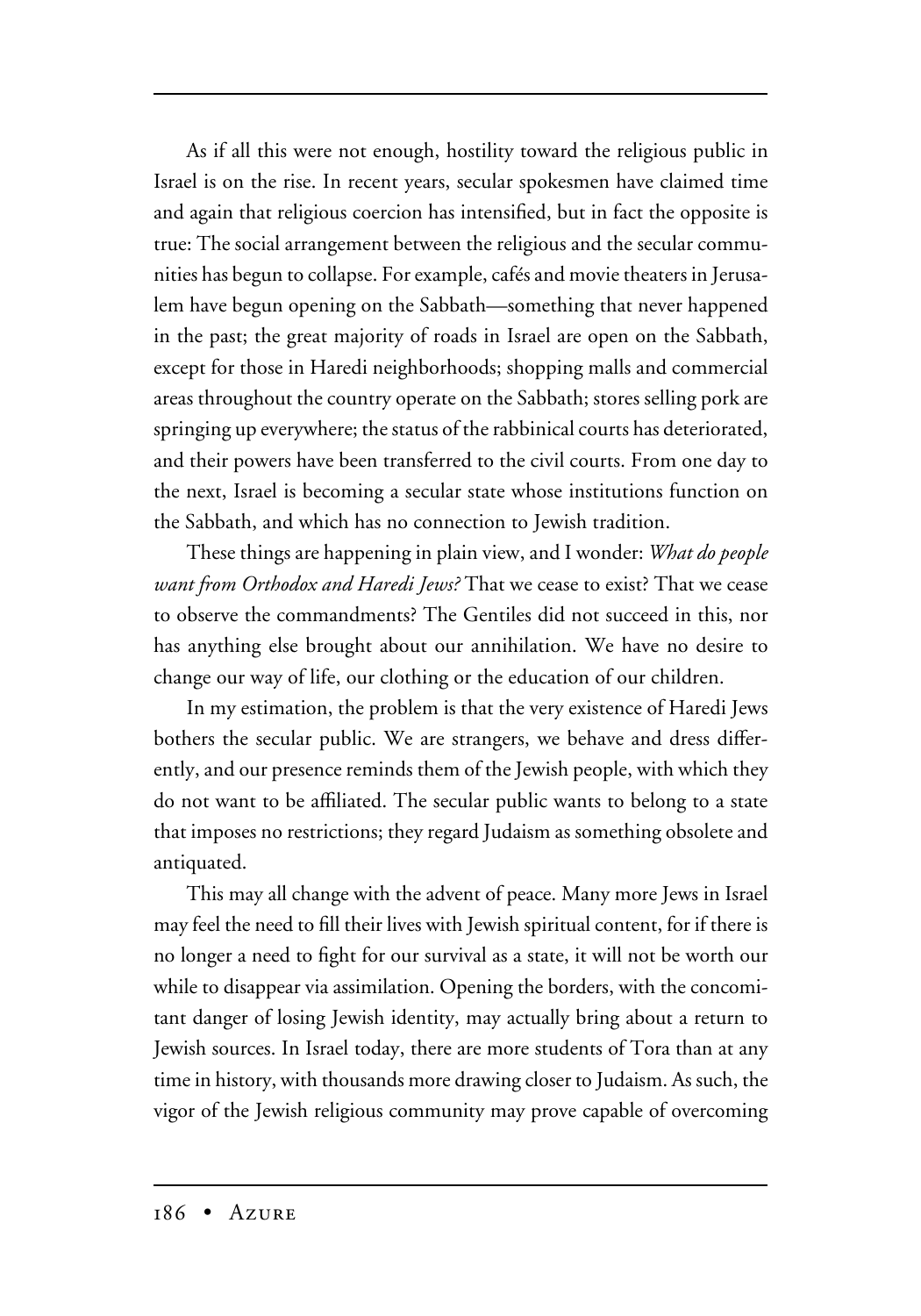As if all this were not enough, hostility toward the religious public in Israel is on the rise. In recent years, secular spokesmen have claimed time and again that religious coercion has intensified, but in fact the opposite is true: The social arrangement between the religious and the secular communities has begun to collapse. For example, cafés and movie theaters in Jerusalem have begun opening on the Sabbath—something that never happened in the past; the great majority of roads in Israel are open on the Sabbath, except for those in Haredi neighborhoods; shopping malls and commercial areas throughout the country operate on the Sabbath; stores selling pork are springing up everywhere; the status of the rabbinical courts has deteriorated, and their powers have been transferred to the civil courts. From one day to the next, Israel is becoming a secular state whose institutions function on the Sabbath, and which has no connection to Jewish tradition.

These things are happening in plain view, and I wonder: *What do people want from Orthodox and Haredi Jews?* That we cease to exist? That we cease to observe the commandments? The Gentiles did not succeed in this, nor has anything else brought about our annihilation. We have no desire to change our way of life, our clothing or the education of our children.

In my estimation, the problem is that the very existence of Haredi Jews bothers the secular public. We are strangers, we behave and dress differently, and our presence reminds them of the Jewish people, with which they do not want to be affiliated. The secular public wants to belong to a state that imposes no restrictions; they regard Judaism as something obsolete and antiquated.

This may all change with the advent of peace. Many more Jews in Israel may feel the need to fill their lives with Jewish spiritual content, for if there is no longer a need to fight for our survival as a state, it will not be worth our while to disappear via assimilation. Opening the borders, with the concomitant danger of losing Jewish identity, may actually bring about a return to Jewish sources. In Israel today, there are more students of Tora than at any time in history, with thousands more drawing closer to Judaism. As such, the vigor of the Jewish religious community may prove capable of overcoming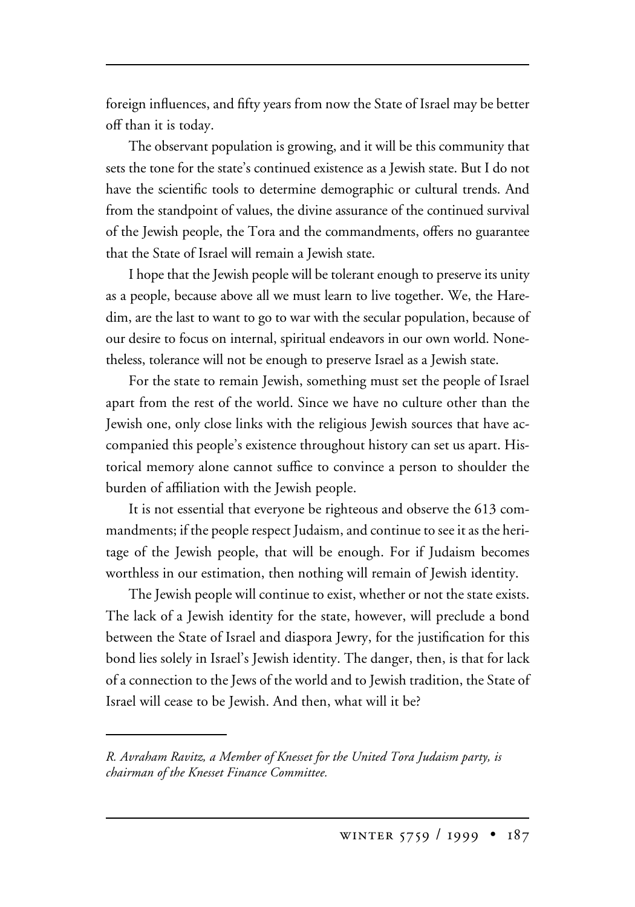foreign influences, and fifty years from now the State of Israel may be better off than it is today.

The observant population is growing, and it will be this community that sets the tone for the state's continued existence as a Jewish state. But I do not have the scientific tools to determine demographic or cultural trends. And from the standpoint of values, the divine assurance of the continued survival of the Jewish people, the Tora and the commandments, offers no guarantee that the State of Israel will remain a Jewish state.

I hope that the Jewish people will be tolerant enough to preserve its unity as a people, because above all we must learn to live together. We, the Haredim, are the last to want to go to war with the secular population, because of our desire to focus on internal, spiritual endeavors in our own world. Nonetheless, tolerance will not be enough to preserve Israel as a Jewish state.

For the state to remain Jewish, something must set the people of Israel apart from the rest of the world. Since we have no culture other than the Jewish one, only close links with the religious Jewish sources that have accompanied this people's existence throughout history can set us apart. Historical memory alone cannot suffice to convince a person to shoulder the burden of affiliation with the Jewish people.

It is not essential that everyone be righteous and observe the 613 commandments; if the people respect Judaism, and continue to see it as the heritage of the Jewish people, that will be enough. For if Judaism becomes worthless in our estimation, then nothing will remain of Jewish identity.

The Jewish people will continue to exist, whether or not the state exists. The lack of a Jewish identity for the state, however, will preclude a bond between the State of Israel and diaspora Jewry, for the justification for this bond lies solely in Israel's Jewish identity. The danger, then, is that for lack of a connection to the Jews of the world and to Jewish tradition, the State of Israel will cease to be Jewish. And then, what will it be?

---

*R. Avraham Ravitz, a Member of Knesset for the United Tora Judaism party, is chairman of the Knesset Finance Committee.*